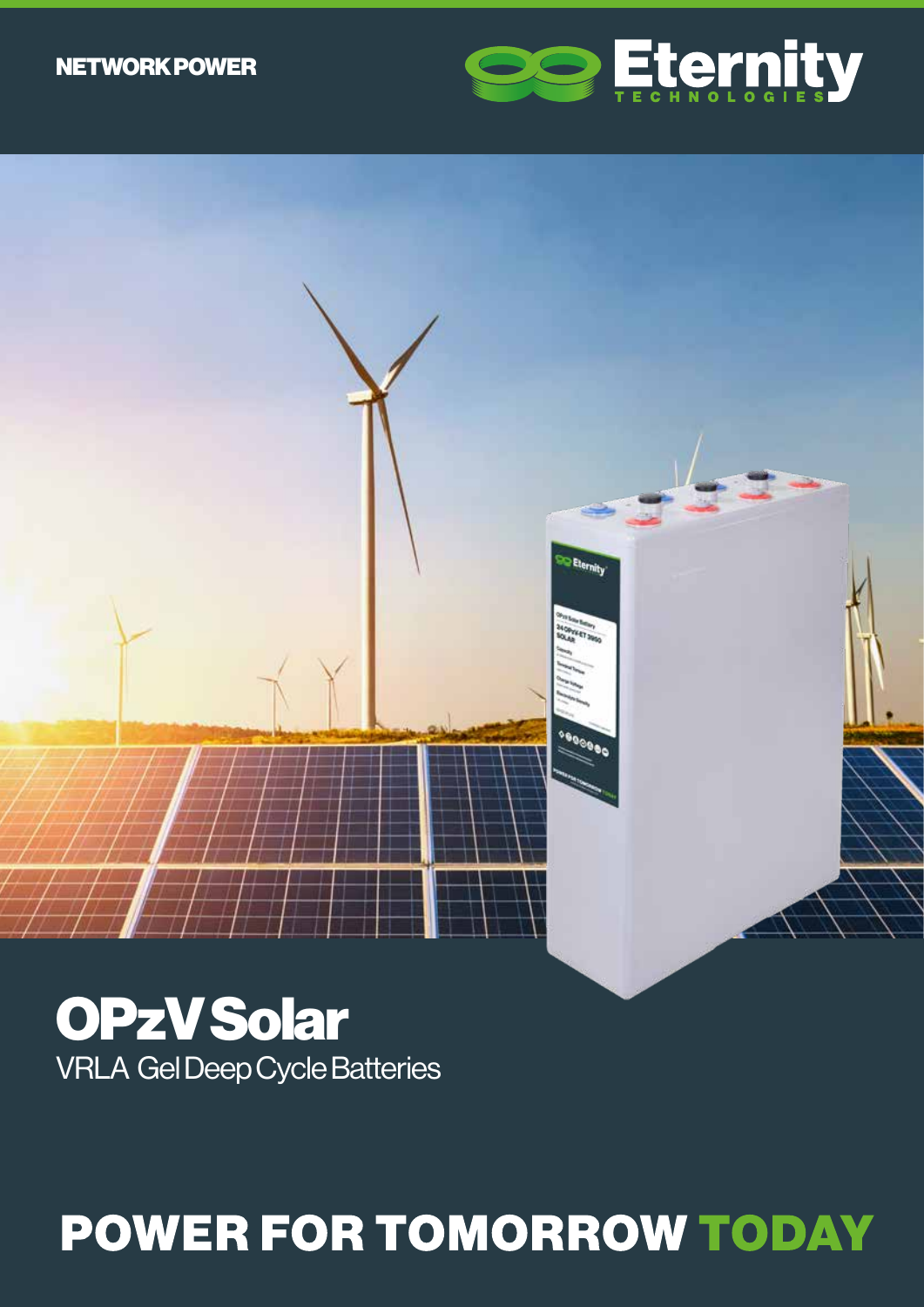NETWORK POWER

Eternity TECHNOLOGIES

# OPzV Solar

VRLA Gel Deep Cycle Batteries

## POWER FOR TOMORROW TODAY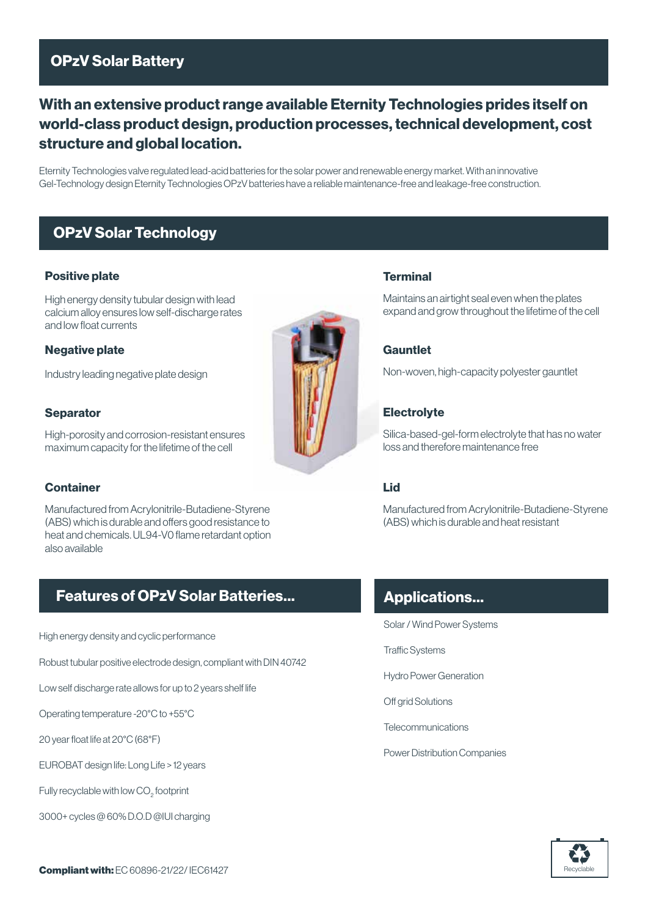## OPzV Solar Battery

### With an extensive product range available Eternity Technologies prides itself on world-class product design, production processes, technical development, cost structure and global location.

Eternity Technologies valve regulated lead-acid batteries for the solar power and renewable energy market. With an innovative Gel-Technology design Eternity Technologies OPzV batteries have a reliable maintenance-free and leakage-free construction.

## OPzV Solar Technology

### Positive plate

High energy density tubular design with lead calcium alloy ensures low self-discharge rates and low float currents

### Negative plate

Industry leading negative plate design

### Separator

High-porosity and corrosion-resistant ensures maximum capacity for the lifetime of the cell

### Container

Manufactured from Acrylonitrile-Butadiene-Styrene (ABS) which is durable and offers good resistance to heat and chemicals. UL94-V0 flame retardant option also available

### Terminal

Maintains an airtight seal even when the plates expand and grow throughout the lifetime of the cell

### Gauntlet

Non-woven, high-capacity polyester gauntlet

### Electrolyte

Silica-based-gel-form electrolyte that has no water loss and therefore maintenance free

### Lid

Manufactured from Acrylonitrile-Butadiene-Styrene (ABS) which is durable and heat resistant

## Features of OPzV Solar Batteries...

- High energy density and cyclic performance
- Robust tubular positive electrode design, compliant with DIN 40742
- Low self discharge rate allows for up to 2 years shelf life
- Operating temperature -20°C to +55°C
- 20 year float life at 20°C (68°F)
- EUROBAT design life: Long Life > 12 years
- Fully recyclable with low $CO_2$ footprint
- 3000+ cycles @ 60% D.O.D @IUI charging

## Applications...

- Solar / Wind Power Systems
- Traffic Systems
- Hydro Power Generation
- Off grid Solutions
- Telecommunications
- Power Distribution Companies

**Compliant with:** EC 60896-21/22/ IEC61427

Recyclable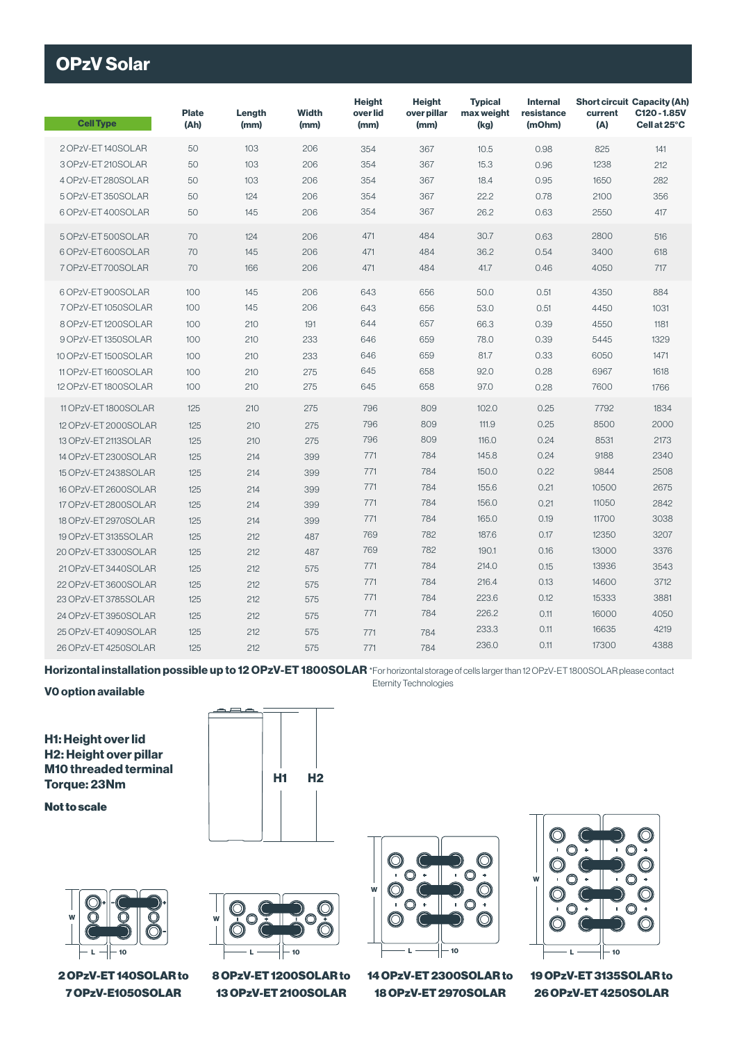# OPzV Solar

| Cell Type | Plate (Ah) | Length (mm) | Width (mm) | Height over lid (mm) | Height over pillar (mm) | Typical max weight (kg) | Internal resistance (mOhm) | Short circuit current (A) | Capacity (Ah) C120 - 1.85V Cell at 25°C |
|---|---|---|---|---|---|---|---|---|---|
| 2 OPzV-ET 140SOLAR | 50 | 103 | 206 | 354 | 367 | 10.5 | 0.98 | 825 | 141 |
| 3 OPzV-ET 210SOLAR | 50 | 103 | 206 | 354 | 367 | 15.3 | 0.96 | 1238 | 212 |
| 4 OPzV-ET 280SOLAR | 50 | 103 | 206 | 354 | 367 | 18.4 | 0.95 | 1650 | 282 |
| 5 OPzV-ET 350SOLAR | 50 | 124 | 206 | 354 | 367 | 22.2 | 0.78 | 2100 | 356 |
| 6 OPzV-ET 400SOLAR | 50 | 145 | 206 | 354 | 367 | 26.2 | 0.63 | 2550 | 417 |
| 5 OPzV-ET 500SOLAR | 70 | 124 | 206 | 471 | 484 | 30.7 | 0.63 | 2800 | 516 |
| 6 OPzV-ET 600SOLAR | 70 | 145 | 206 | 471 | 484 | 36.2 | 0.54 | 3400 | 618 |
| 7 OPzV-ET 700SOLAR | 70 | 166 | 206 | 471 | 484 | 41.7 | 0.46 | 4050 | 717 |
| 6 OPzV-ET 900SOLAR | 100 | 145 | 206 | 643 | 656 | 50.0 | 0.51 | 4350 | 884 |
| 7 OPzV-ET 1050SOLAR | 100 | 145 | 206 | 643 | 656 | 53.0 | 0.51 | 4450 | 1031 |
| 8 OPzV-ET 1200SOLAR | 100 | 210 | 191 | 644 | 657 | 66.3 | 0.39 | 4550 | 1181 |
| 9 OPzV-ET 1350SOLAR | 100 | 210 | 233 | 646 | 659 | 78.0 | 0.39 | 5445 | 1329 |
| 10 OPzV-ET 1500SOLAR | 100 | 210 | 233 | 646 | 659 | 81.7 | 0.33 | 6050 | 1471 |
| 11 OPzV-ET 1600SOLAR | 100 | 210 | 275 | 645 | 658 | 92.0 | 0.28 | 6967 | 1618 |
| 12 OPzV-ET 1800SOLAR | 100 | 210 | 275 | 645 | 658 | 97.0 | 0.28 | 7600 | 1766 |
| 11 OPzV-ET 1800SOLAR | 125 | 210 | 275 | 796 | 809 | 102.0 | 0.25 | 7792 | 1834 |
| 12 OPzV-ET 2000SOLAR | 125 | 210 | 275 | 796 | 809 | 111.9 | 0.25 | 8500 | 2000 |
| 13 OPzV-ET 2113SOLAR | 125 | 210 | 275 | 796 | 809 | 116.0 | 0.24 | 8531 | 2173 |
| 14 OPzV-ET 2300SOLAR | 125 | 214 | 399 | 771 | 784 | 145.8 | 0.24 | 9188 | 2340 |
| 15 OPzV-ET 2438SOLAR | 125 | 214 | 399 | 771 | 784 | 150.0 | 0.22 | 9844 | 2508 |
| 16 OPzV-ET 2600SOLAR | 125 | 214 | 399 | 771 | 784 | 155.6 | 0.21 | 10500 | 2675 |
| 17 OPzV-ET 2800SOLAR | 125 | 214 | 399 | 771 | 784 | 156.0 | 0.21 | 11050 | 2842 |
| 18 OPzV-ET 2970SOLAR | 125 | 214 | 399 | 771 | 784 | 165.0 | 0.19 | 11700 | 3038 |
| 19 OPzV-ET 3135SOLAR | 125 | 212 | 487 | 769 | 782 | 187.6 | 0.17 | 12350 | 3207 |
| 20 OPzV-ET 3300SOLAR | 125 | 212 | 487 | 769 | 782 | 190.1 | 0.16 | 13000 | 3376 |
| 21 OPzV-ET 3440SOLAR | 125 | 212 | 575 | 771 | 784 | 214.0 | 0.15 | 13936 | 3543 |
| 22 OPzV-ET 3600SOLAR | 125 | 212 | 575 | 771 | 784 | 216.4 | 0.13 | 14600 | 3712 |
| 23 OPzV-ET 3785SOLAR | 125 | 212 | 575 | 771 | 784 | 223.6 | 0.12 | 15333 | 3881 |
| 24 OPzV-ET 3950SOLAR | 125 | 212 | 575 | 771 | 784 | 226.2 | 0.11 | 16000 | 4050 |
| 25 OPzV-ET 4090SOLAR | 125 | 212 | 575 | 771 | 784 | 233.3 | 0.11 | 16635 | 4219 |
| 26 OPzV-ET 4250SOLAR | 125 | 212 | 575 | 771 | 784 | 236.0 | 0.11 | 17300 | 4388 |

**Horizontal installation possible up to 12 OPzV-ET 1800SOLAR** *For horizontal storage of cells larger than 12 OPzV-ET 1800SOLAR please contact Eternity Technologies

**V0 option available**

**H1: Height over lid**
**H2: Height over pillar**
**M10 threaded terminal**
**Torque: 23Nm**

**Not to scale**

**2 OPzV-ET 140SOLAR to 7 OPzV-E1050SOLAR**

**8 OPzV-ET 1200SOLAR to 13 OPzV-ET 2100SOLAR**

**14 OPzV-ET 2300SOLAR to 18 OPzV-ET 2970SOLAR**

**19 OPzV-ET 3135SOLAR to 26 OPzV-ET 4250SOLAR**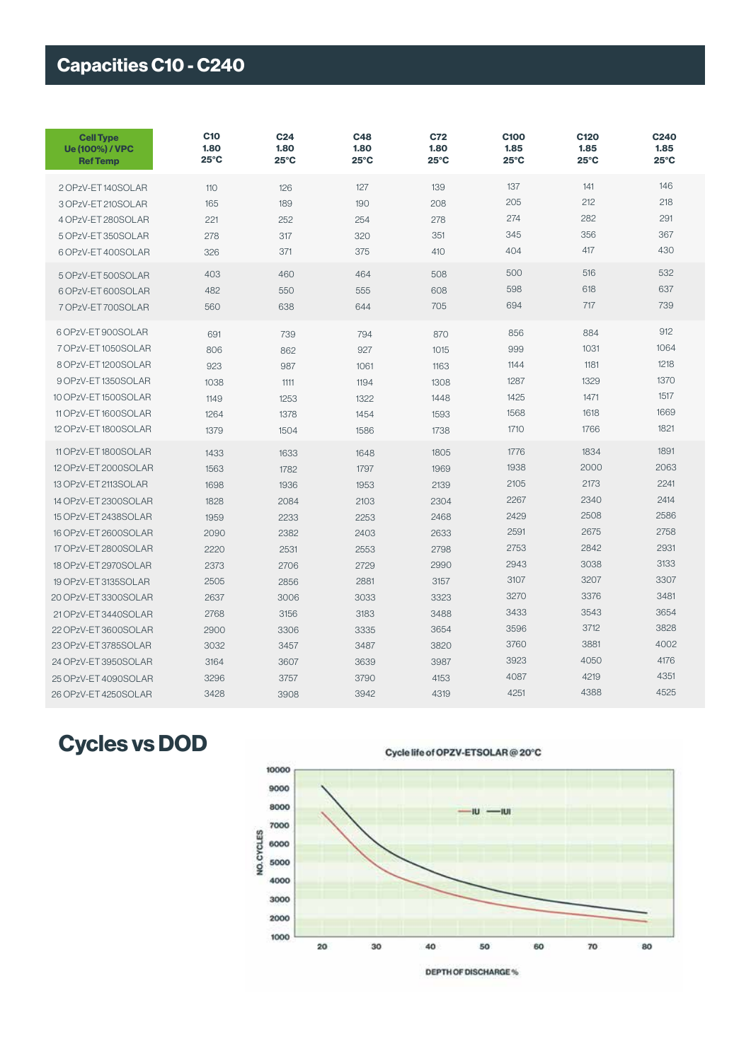## Capacities C10 - C240

| Cell Type<br>Ue (100%) / VPC<br>Ref Temp | C10<br>1.80<br>25°C | C24<br>1.80<br>25°C | C48<br>1.80<br>25°C | C72<br>1.80<br>25°C | C100<br>1.85<br>25°C | C120<br>1.85<br>25°C | C240<br>1.85<br>25°C |
|---|---|---|---|---|---|---|---|
| 2 OPzV-ET 140SOLAR | 110 | 126 | 127 | 139 | 137 | 141 | 146 |
| 3 OPzV-ET 210SOLAR | 165 | 189 | 190 | 208 | 205 | 212 | 218 |
| 4 OPzV-ET 280SOLAR | 221 | 252 | 254 | 278 | 274 | 282 | 291 |
| 5 OPzV-ET 350SOLAR | 278 | 317 | 320 | 351 | 345 | 356 | 367 |
| 6 OPzV-ET 400SOLAR | 326 | 371 | 375 | 410 | 404 | 417 | 430 |
| 5 OPzV-ET 500SOLAR | 403 | 460 | 464 | 508 | 500 | 516 | 532 |
| 6 OPzV-ET 600SOLAR | 482 | 550 | 555 | 608 | 598 | 618 | 637 |
| 7 OPzV-ET 700SOLAR | 560 | 638 | 644 | 705 | 694 | 717 | 739 |
| 6 OPzV-ET 900SOLAR | 691 | 739 | 794 | 870 | 856 | 884 | 912 |
| 7 OPzV-ET 1050SOLAR | 806 | 862 | 927 | 1015 | 999 | 1031 | 1064 |
| 8 OPzV-ET 1200SOLAR | 923 | 987 | 1061 | 1163 | 1144 | 1181 | 1218 |
| 9 OPzV-ET 1350SOLAR | 1038 | 1111 | 1194 | 1308 | 1287 | 1329 | 1370 |
| 10 OPzV-ET 1500SOLAR | 1149 | 1253 | 1322 | 1448 | 1425 | 1471 | 1517 |
| 11 OPzV-ET 1600SOLAR | 1264 | 1378 | 1454 | 1593 | 1568 | 1618 | 1669 |
| 12 OPzV-ET 1800SOLAR | 1379 | 1504 | 1586 | 1738 | 1710 | 1766 | 1821 |
| 11 OPzV-ET 1800SOLAR | 1433 | 1633 | 1648 | 1805 | 1776 | 1834 | 1891 |
| 12 OPzV-ET 2000SOLAR | 1563 | 1782 | 1797 | 1969 | 1938 | 2000 | 2063 |
| 13 OPzV-ET 2113SOLAR | 1698 | 1936 | 1953 | 2139 | 2105 | 2173 | 2241 |
| 14 OPzV-ET 2300SOLAR | 1828 | 2084 | 2103 | 2304 | 2267 | 2340 | 2414 |
| 15 OPzV-ET 2438SOLAR | 1959 | 2233 | 2253 | 2468 | 2429 | 2508 | 2586 |
| 16 OPzV-ET 2600SOLAR | 2090 | 2382 | 2403 | 2633 | 2591 | 2675 | 2758 |
| 17 OPzV-ET 2800SOLAR | 2220 | 2531 | 2553 | 2798 | 2753 | 2842 | 2931 |
| 18 OPzV-ET 2970SOLAR | 2373 | 2706 | 2729 | 2990 | 2943 | 3038 | 3133 |
| 19 OPzV-ET 3135SOLAR | 2505 | 2856 | 2881 | 3157 | 3107 | 3207 | 3307 |
| 20 OPzV-ET 3300SOLAR | 2637 | 3006 | 3033 | 3323 | 3270 | 3376 | 3481 |
| 21 OPzV-ET 3440SOLAR | 2768 | 3156 | 3183 | 3488 | 3433 | 3543 | 3654 |
| 22 OPzV-ET 3600SOLAR | 2900 | 3306 | 3335 | 3654 | 3596 | 3712 | 3828 |
| 23 OPzV-ET 3785SOLAR | 3032 | 3457 | 3487 | 3820 | 3760 | 3881 | 4002 |
| 24 OPzV-ET 3950SOLAR | 3164 | 3607 | 3639 | 3987 | 3923 | 4050 | 4176 |
| 25 OPzV-ET 4090SOLAR | 3296 | 3757 | 3790 | 4153 | 4087 | 4219 | 4351 |
| 26 OPzV-ET 4250SOLAR | 3428 | 3908 | 3942 | 4319 | 4251 | 4388 | 4525 |

## Cycles vs DOD

Cycle life of OPZV-ETSOLAR @ 20°C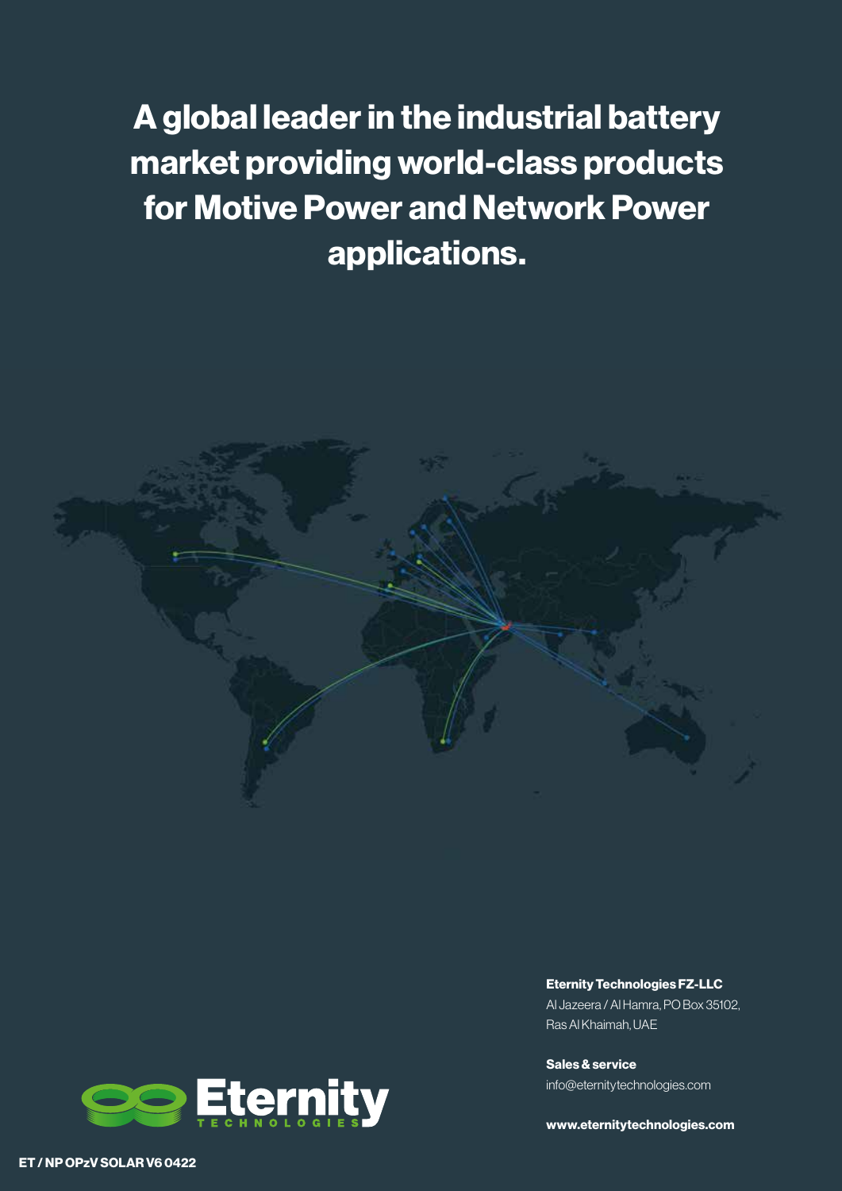# A global leader in the industrial battery market providing world-class products for Motive Power and Network Power applications.

**Eternity Technologies FZ-LLC**
Al Jazeera / Al Hamra, PO Box 35102,
Ras Al Khaimah, UAE

**Sales & service**
info@eternitytechnologies.com

**www.eternitytechnologies.com**

Eternity TECHNOLOGIES

ET / NP OPzV SOLAR V6 0422